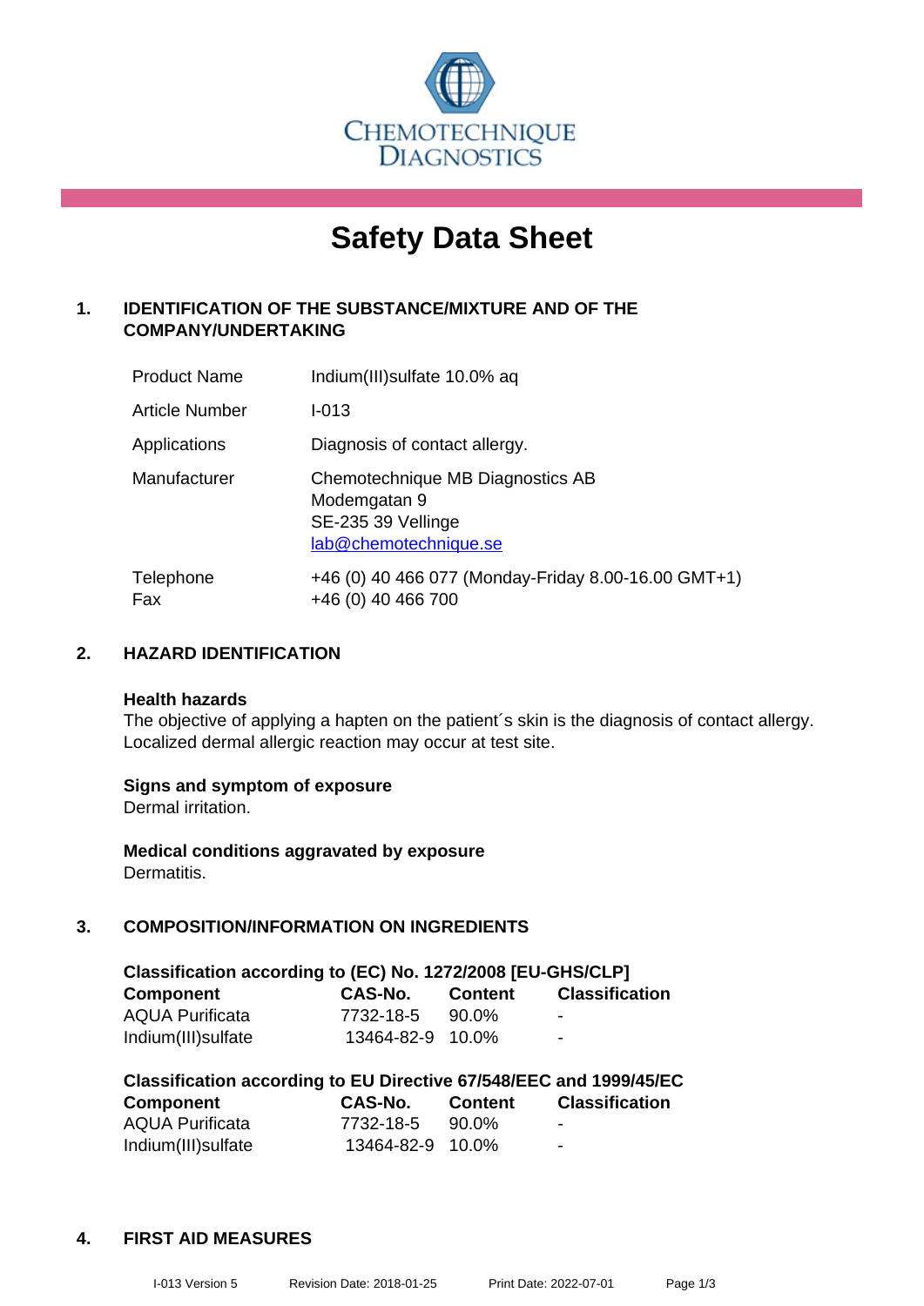CHEMOTECHNIQUE DIAGNOSTICS

# Safety Data Sheet

## 1. IDENTIFICATION OF THE SUBSTANCE/MIXTURE AND OF THE COMPANY/UNDERTAKING

| | |
|---|---|
| Product Name | Indium(III)sulfate 10.0% aq |
| Article Number | I-013 |
| Applications | Diagnosis of contact allergy. |
| Manufacturer | Chemotechnique MB Diagnostics AB<br>Modemgatan 9<br>SE-235 39 Vellinge<br>lab@chemotechnique.se |
| Telephone<br>Fax | +46 (0) 40 466 077 (Monday-Friday 8.00-16.00 GMT+1)<br>+46 (0) 40 466 700 |

## 2. HAZARD IDENTIFICATION

**Health hazards**
The objective of applying a hapten on the patient´s skin is the diagnosis of contact allergy. Localized dermal allergic reaction may occur at test site.

**Signs and symptom of exposure**
Dermal irritation.

**Medical conditions aggravated by exposure**
Dermatitis.

## 3. COMPOSITION/INFORMATION ON INGREDIENTS

**Classification according to (EC) No. 1272/2008 [EU-GHS/CLP]**

| Component | CAS-No. | Content | Classification |
|---|---|---|---|
| AQUA Purificata | 7732-18-5 | 90.0% | - |
| Indium(III)sulfate | 13464-82-9 | 10.0% | - |

**Classification according to EU Directive 67/548/EEC and 1999/45/EC**

| Component | CAS-No. | Content | Classification |
|---|---|---|---|
| AQUA Purificata | 7732-18-5 | 90.0% | - |
| Indium(III)sulfate | 13464-82-9 | 10.0% | - |

## 4. FIRST AID MEASURES

I-013 Version 5 Revision Date: 2018-01-25 Print Date: 2022-07-01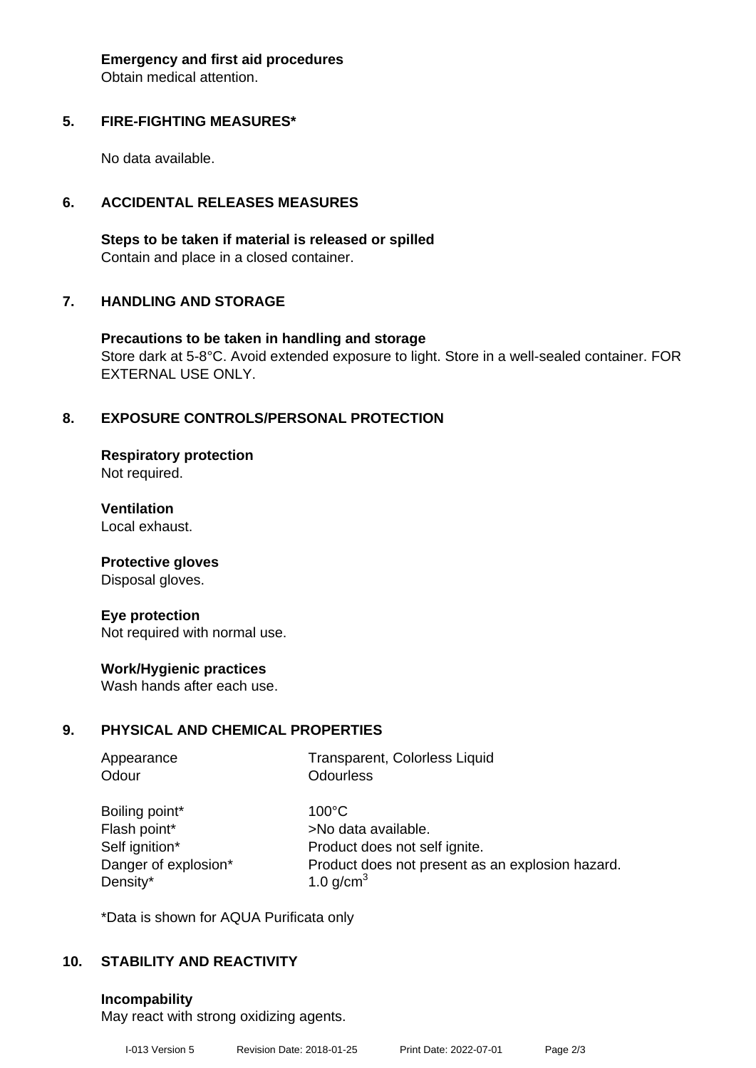**Emergency and first aid procedures**
Obtain medical attention.

## 5. FIRE-FIGHTING MEASURES*

No data available.

## 6. ACCIDENTAL RELEASES MEASURES

**Steps to be taken if material is released or spilled**
Contain and place in a closed container.

## 7. HANDLING AND STORAGE

**Precautions to be taken in handling and storage**
Store dark at 5-8°C. Avoid extended exposure to light. Store in a well-sealed container. FOR EXTERNAL USE ONLY.

## 8. EXPOSURE CONTROLS/PERSONAL PROTECTION

**Respiratory protection**
Not required.

**Ventilation**
Local exhaust.

**Protective gloves**
Disposal gloves.

**Eye protection**
Not required with normal use.

**Work/Hygienic practices**
Wash hands after each use.

## 9. PHYSICAL AND CHEMICAL PROPERTIES

| | |
|---|---|
| Appearance | Transparent, Colorless Liquid |
| Odour | Odourless |
| Boiling point* | 100°C |
| Flash point* | >No data available. |
| Self ignition* | Product does not self ignite. |
| Danger of explosion* | Product does not present as an explosion hazard. |
| Density* | 1.0 g/cm$^3$ |

*Data is shown for AQUA Purificata only

## 10. STABILITY AND REACTIVITY

**Incompability**
May react with strong oxidizing agents.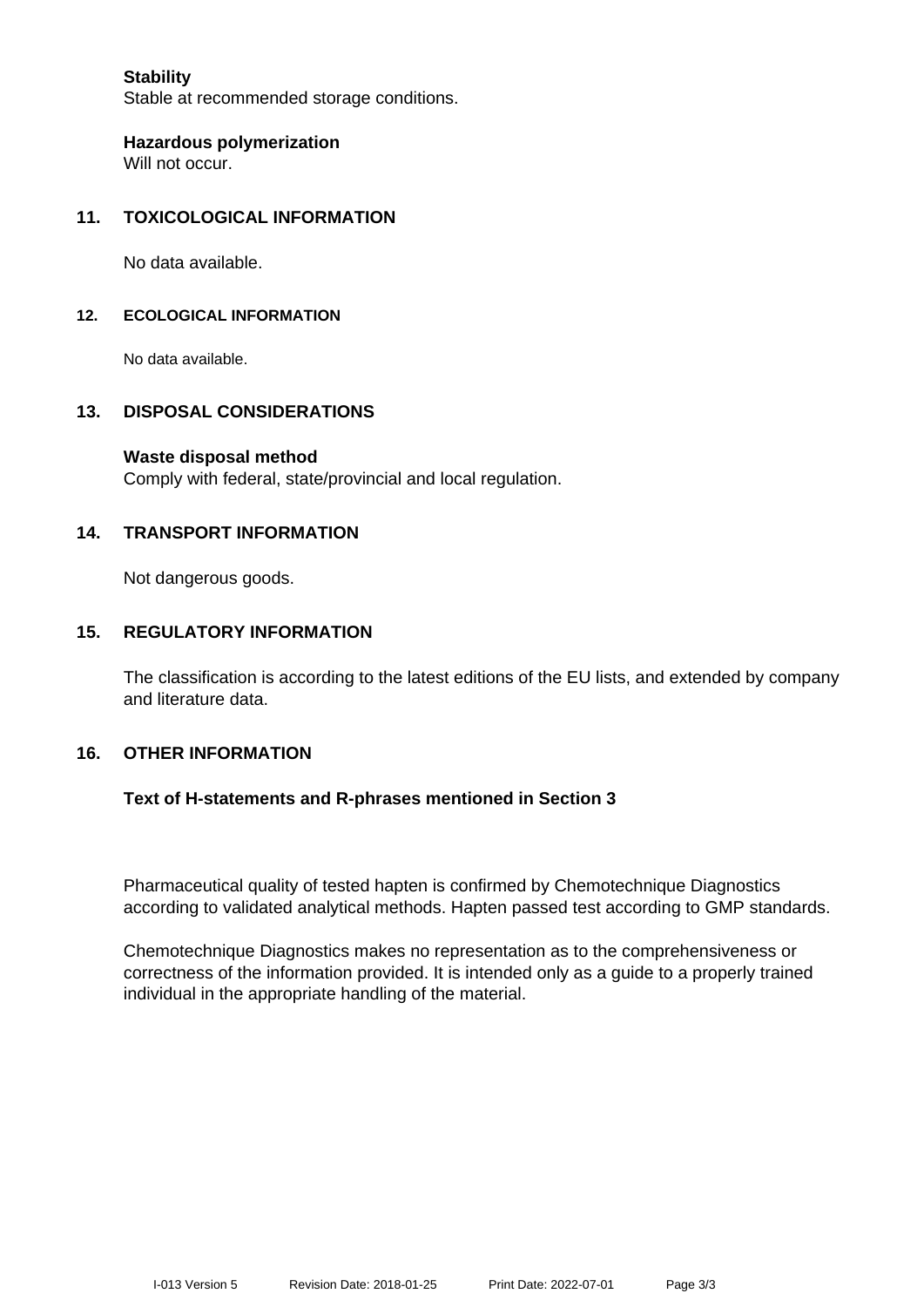**Stability**
Stable at recommended storage conditions.

**Hazardous polymerization**
Will not occur.

## 11. TOXICOLOGICAL INFORMATION

No data available.

## 12. ECOLOGICAL INFORMATION

No data available.

## 13. DISPOSAL CONSIDERATIONS

**Waste disposal method**
Comply with federal, state/provincial and local regulation.

## 14. TRANSPORT INFORMATION

Not dangerous goods.

## 15. REGULATORY INFORMATION

The classification is according to the latest editions of the EU lists, and extended by company and literature data.

## 16. OTHER INFORMATION

**Text of H-statements and R-phrases mentioned in Section 3**

Pharmaceutical quality of tested hapten is confirmed by Chemotechnique Diagnostics according to validated analytical methods. Hapten passed test according to GMP standards.

Chemotechnique Diagnostics makes no representation as to the comprehensiveness or correctness of the information provided. It is intended only as a guide to a properly trained individual in the appropriate handling of the material.